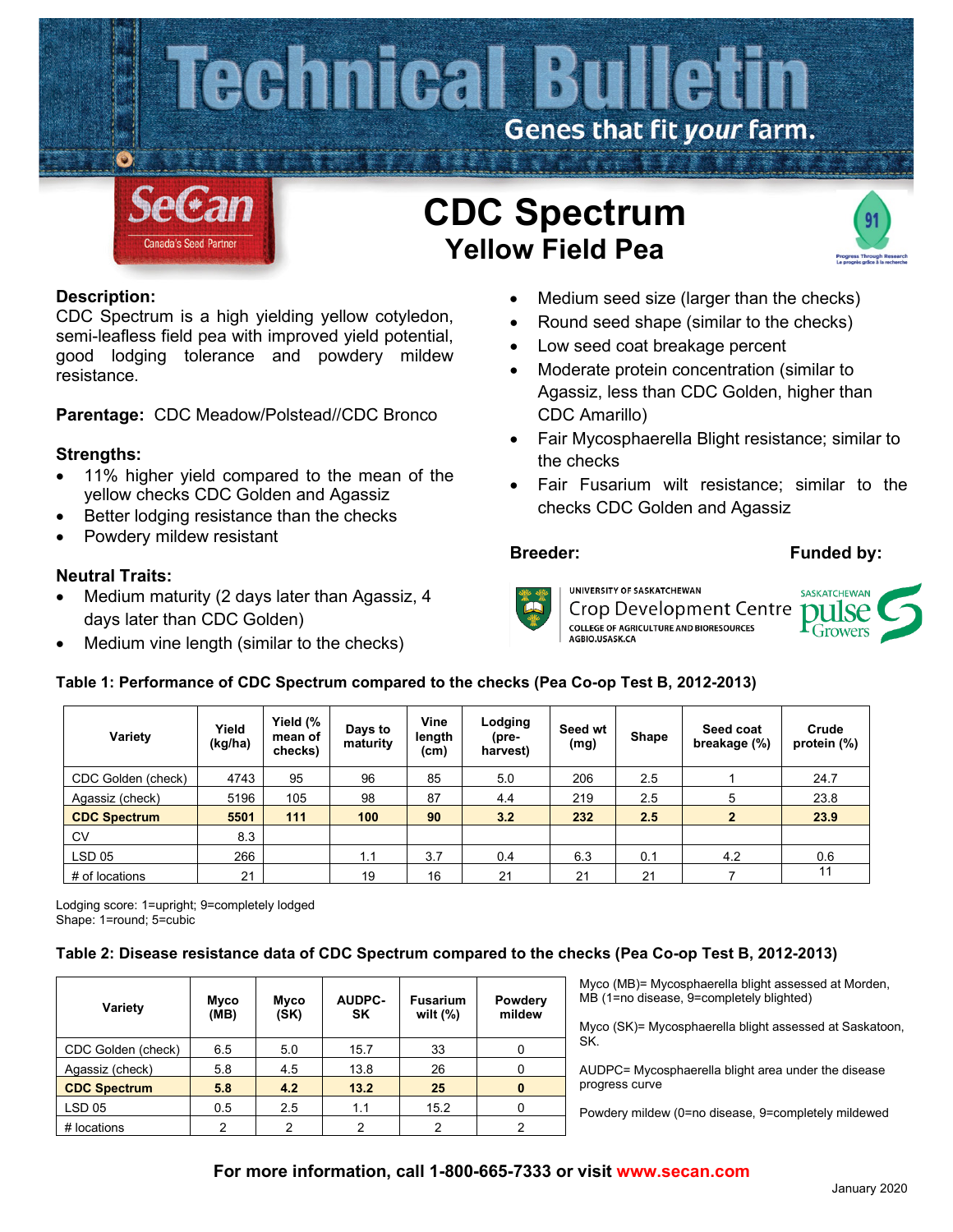# Technical Bulletin

Genes that fit *your* farm.

SeCan — Canada's Seed Partner

# CDC Spectrum
## Yellow Field Pea

**Description:**
CDC Spectrum is a high yielding yellow cotyledon, semi-leafless field pea with improved yield potential, good lodging tolerance and powdery mildew resistance.

**Parentage:** CDC Meadow/Polstead//CDC Bronco

**Strengths:**

- 11% higher yield compared to the mean of the yellow checks CDC Golden and Agassiz
- Better lodging resistance than the checks
- Powdery mildew resistant

**Neutral Traits:**

- Medium maturity (2 days later than Agassiz, 4 days later than CDC Golden)
- Medium vine length (similar to the checks)
- Medium seed size (larger than the checks)
- Round seed shape (similar to the checks)
- Low seed coat breakage percent
- Moderate protein concentration (similar to Agassiz, less than CDC Golden, higher than CDC Amarillo)
- Fair Mycosphaerella Blight resistance; similar to the checks
- Fair Fusarium wilt resistance; similar to the checks CDC Golden and Agassiz

**Breeder:** University of Saskatchewan Crop Development Centre, College of Agriculture and Bioresources, AGBIO.USASK.CA

**Funded by:** Saskatchewan Pulse Growers

**Table 1: Performance of CDC Spectrum compared to the checks (Pea Co-op Test B, 2012-2013)**

| Variety | Yield (kg/ha) | Yield (% mean of checks) | Days to maturity | Vine length (cm) | Lodging (pre-harvest) | Seed wt (mg) | Shape | Seed coat breakage (%) | Crude protein (%) |
|---|---|---|---|---|---|---|---|---|---|
| CDC Golden (check) | 4743 | 95 | 96 | 85 | 5.0 | 206 | 2.5 | 1 | 24.7 |
| Agassiz (check) | 5196 | 105 | 98 | 87 | 4.4 | 219 | 2.5 | 5 | 23.8 |
| **CDC Spectrum** | **5501** | **111** | **100** | **90** | **3.2** | **232** | **2.5** | **2** | **23.9** |
| CV | 8.3 | | | | | | | | |
| LSD 05 | 266 | | 1.1 | 3.7 | 0.4 | 6.3 | 0.1 | 4.2 | 0.6 |
| # of locations | 21 | | 19 | 16 | 21 | 21 | 21 | 7 | 11 |

Lodging score: 1=upright; 9=completely lodged
Shape: 1=round; 5=cubic

**Table 2: Disease resistance data of CDC Spectrum compared to the checks (Pea Co-op Test B, 2012-2013)**

| Variety | Myco (MB) | Myco (SK) | AUDPC-SK | Fusarium wilt (%) | Powdery mildew |
|---|---|---|---|---|---|
| CDC Golden (check) | 6.5 | 5.0 | 15.7 | 33 | 0 |
| Agassiz (check) | 5.8 | 4.5 | 13.8 | 26 | 0 |
| **CDC Spectrum** | **5.8** | **4.2** | **13.2** | **25** | **0** |
| LSD 05 | 0.5 | 2.5 | 1.1 | 15.2 | 0 |
| # locations | 2 | 2 | 2 | 2 | 2 |

Myco (MB)= Mycosphaerella blight assessed at Morden, MB (1=no disease, 9=completely blighted)

Myco (SK)= Mycosphaerella blight assessed at Saskatoon, SK.

AUDPC= Mycosphaerella blight area under the disease progress curve

Powdery mildew (0=no disease, 9=completely mildewed

**For more information, call 1-800-665-7333 or visit www.secan.com**

January 2020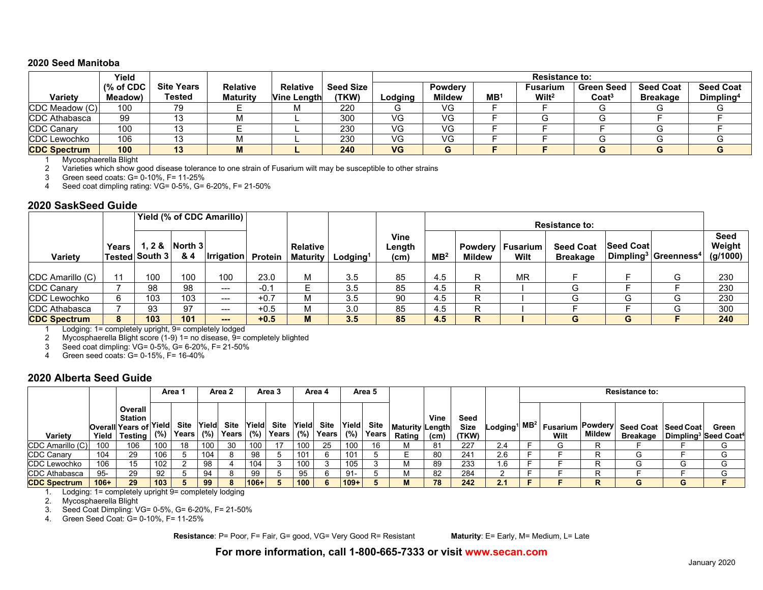## 2020 Seed Manitoba

| Variety | Yield (% of CDC Meadow) | Site Years Tested | Relative Maturity | Relative Vine Length | Seed Size (TKW) | Resistance to: | | | | | | |
|---|---|---|---|---|---|---|---|---|---|---|---|---|
| | | | | | | Lodging | Powdery Mildew | MB[1] | Fusarium Wilt[2] | Green Seed Coat[3] | Seed Coat Breakage | Seed Coat Dimpling[4] |
| CDC Meadow (C) | 100 | 79 | E | M | 220 | G | VG | F | F | G | G | G |
| CDC Athabasca | 99 | 13 | M | L | 300 | VG | VG | F | G | G | F | F |
| CDC Canary | 100 | 13 | E | L | 230 | VG | VG | F | F | F | G | F |
| CDC Lewochko | 106 | 13 | M | L | 230 | VG | VG | F | F | G | G | G |
| **CDC Spectrum** | **100** | **13** | **M** | **L** | **240** | **VG** | **G** | **F** | **F** | **G** | **G** | **G** |

1 Mycosphaerella Blight
2 Varieties which show good disease tolerance to one strain of Fusarium wilt may be susceptible to other strains
3 Green seed coats: G= 0-10%, F= 11-25%
4 Seed coat dimpling rating: VG= 0-5%, G= 6-20%, F= 21-50%

## 2020 SaskSeed Guide

| Variety | Years Tested | Yield (% of CDC Amarillo) | | | Protein | Relative Maturity | Lodging[1] | Vine Length (cm) | Resistance to: | | | | | | Seed Weight (g/1000) |
|---|---|---|---|---|---|---|---|---|---|---|---|---|---|---|---|
| | | 1, 2 & South 3 | North 3 & 4 | Irrigation | | | | | MB[2] | Powdery Mildew | Fusarium Wilt | Seed Coat Breakage | Seed Coat Dimpling[3] | Greenness[4] | |
| CDC Amarillo (C) | 11 | 100 | 100 | 100 | 23.0 | M | 3.5 | 85 | 4.5 | R | MR | F | F | G | 230 |
| CDC Canary | 7 | 98 | 98 | --- | -0.1 | E | 3.5 | 85 | 4.5 | R | I | G | F | F | 230 |
| CDC Lewochko | 6 | 103 | 103 | --- | +0.7 | M | 3.5 | 90 | 4.5 | R | I | G | G | G | 230 |
| CDC Athabasca | 7 | 93 | 97 | --- | +0.5 | M | 3.0 | 85 | 4.5 | R | I | F | F | G | 300 |
| **CDC Spectrum** | **8** | **103** | **101** | **---** | **+0.5** | **M** | **3.5** | **85** | **4.5** | **R** | **I** | **G** | **G** | **F** | **240** |

1 Lodging: 1= completely upright, 9= completely lodged
2 Mycosphaerella Blight score (1-9) 1= no disease, 9= completely blighted
3 Seed coat dimpling: VG= 0-5%, G= 6-20%, F= 21-50%
4 Green seed coats: G= 0-15%, F= 16-40%

## 2020 Alberta Seed Guide

| Variety | Overall Yield | Overall Station Years of Testing | Area 1 | | Area 2 | | Area 3 | | Area 4 | | Area 5 | | Maturity Rating | Vine Length (cm) | Seed Size (TKW) | Lodging[1] | Resistance to: | | | | | |
|---|---|---|---|---|---|---|---|---|---|---|---|---|---|---|---|---|---|---|---|---|---|---|
| | | | Yield (%) | Site Years | Yield (%) | Site Years | Yield (%) | Site Years | Yield (%) | Site Years | Yield (%) | Site Years | | | | | MB[2] | Fusarium Wilt | Powdery Mildew | Seed Coat Breakage | Seed Coat Dimpling[3] | Green Seed Coat[4] |
| CDC Amarillo (C) | 100 | 106 | 100 | 18 | 100 | 30 | 100 | 17 | 100 | 25 | 100 | 16 | M | 81 | 227 | 2.4 | F | G | R | F | F | G |
| CDC Canary | 104 | 29 | 106 | 5 | 104 | 8 | 98 | 5 | 101 | 6 | 101 | 5 | E | 80 | 241 | 2.6 | F | F | R | G | F | G |
| CDC Lewochko | 106 | 15 | 102 | 2 | 98 | 4 | 104 | 3 | 100 | 3 | 105 | 3 | M | 89 | 233 | 1.6 | F | F | R | G | G | G |
| CDC Athabasca | 95- | 29 | 92 | 5 | 94 | 8 | 99 | 5 | 95 | 6 | 91- | 5 | M | 82 | 284 | 2 | F | F | R | F | F | G |
| **CDC Spectrum** | **106+** | **29** | **103** | **5** | **99** | **8** | **106+** | **5** | **100** | **6** | **109+** | **5** | **M** | **78** | **242** | **2.1** | **F** | **F** | **R** | **G** | **G** | **F** |

1. Lodging: 1= completely upright 9= completely lodging
2. Mycosphaerella Blight
3. Seed Coat Dimpling: VG= 0-5%, G= 6-20%, F= 21-50%
4. Green Seed Coat: G= 0-10%, F= 11-25%

**Resistance**: P= Poor, F= Fair, G= good, VG= Very Good R= Resistant **Maturity**: E= Early, M= Medium, L= Late

**For more information, call 1-800-665-7333 or visit www.secan.com**

January 2020